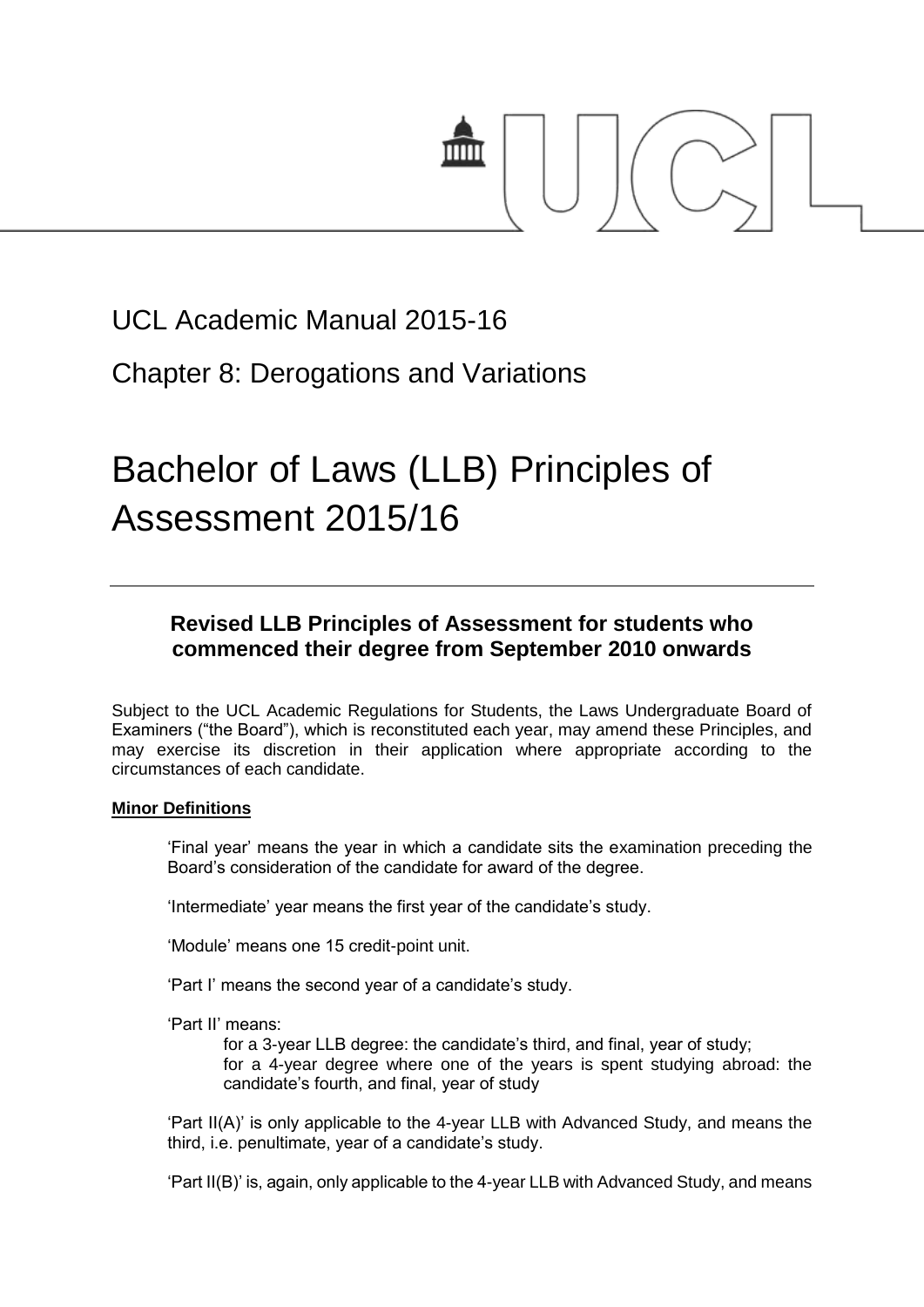UCL Academic Manual 2015-16

Chapter 8: Derogations and Variations

# Bachelor of Laws (LLB) Principles of Assessment 2015/16

## Revised LLB Principles of Assessment for students who commenced their degree from September 2010 onwards

Subject to the UCL Academic Regulations for Students, the Laws Undergraduate Board of Examiners ("the Board"), which is reconstituted each year, may amend these Principles, and may exercise its discretion in their application where appropriate according to the circumstances of each candidate.

**Minor Definitions**

'Final year' means the year in which a candidate sits the examination preceding the Board's consideration of the candidate for award of the degree.

'Intermediate' year means the first year of the candidate's study.

'Module' means one 15 credit-point unit.

'Part I' means the second year of a candidate's study.

'Part II' means:

- for a 3-year LLB degree: the candidate's third, and final, year of study;
- for a 4-year degree where one of the years is spent studying abroad: the candidate's fourth, and final, year of study

'Part II(A)' is only applicable to the 4-year LLB with Advanced Study, and means the third, i.e. penultimate, year of a candidate's study.

'Part II(B)' is, again, only applicable to the 4-year LLB with Advanced Study, and means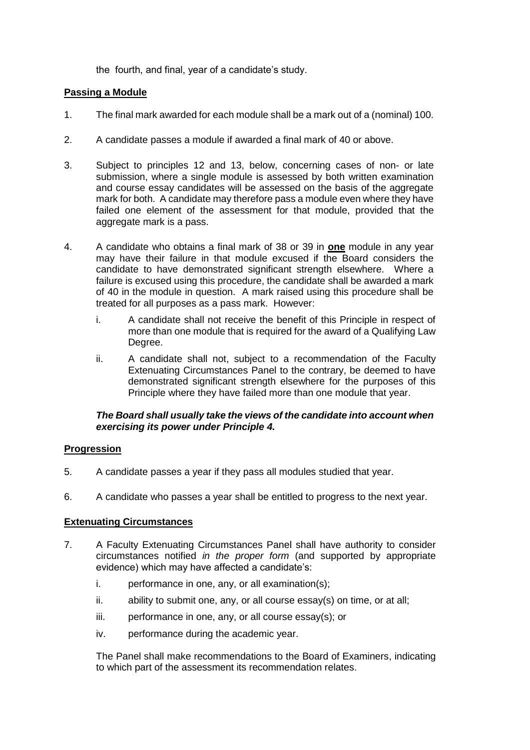the fourth, and final, year of a candidate's study.

**Passing a Module**

1. The final mark awarded for each module shall be a mark out of a (nominal) 100.

2. A candidate passes a module if awarded a final mark of 40 or above.

3. Subject to principles 12 and 13, below, concerning cases of non- or late submission, where a single module is assessed by both written examination and course essay candidates will be assessed on the basis of the aggregate mark for both. A candidate may therefore pass a module even where they have failed one element of the assessment for that module, provided that the aggregate mark is a pass.

4. A candidate who obtains a final mark of 38 or 39 in **one** module in any year may have their failure in that module excused if the Board considers the candidate to have demonstrated significant strength elsewhere. Where a failure is excused using this procedure, the candidate shall be awarded a mark of 40 in the module in question. A mark raised using this procedure shall be treated for all purposes as a pass mark. However:

   i. A candidate shall not receive the benefit of this Principle in respect of more than one module that is required for the award of a Qualifying Law Degree.

   ii. A candidate shall not, subject to a recommendation of the Faculty Extenuating Circumstances Panel to the contrary, be deemed to have demonstrated significant strength elsewhere for the purposes of this Principle where they have failed more than one module that year.

   ***The Board shall usually take the views of the candidate into account when exercising its power under Principle 4.***

**Progression**

5. A candidate passes a year if they pass all modules studied that year.

6. A candidate who passes a year shall be entitled to progress to the next year.

**Extenuating Circumstances**

7. A Faculty Extenuating Circumstances Panel shall have authority to consider circumstances notified *in the proper form* (and supported by appropriate evidence) which may have affected a candidate's:

   i. performance in one, any, or all examination(s);

   ii. ability to submit one, any, or all course essay(s) on time, or at all;

   iii. performance in one, any, or all course essay(s); or

   iv. performance during the academic year.

   The Panel shall make recommendations to the Board of Examiners, indicating to which part of the assessment its recommendation relates.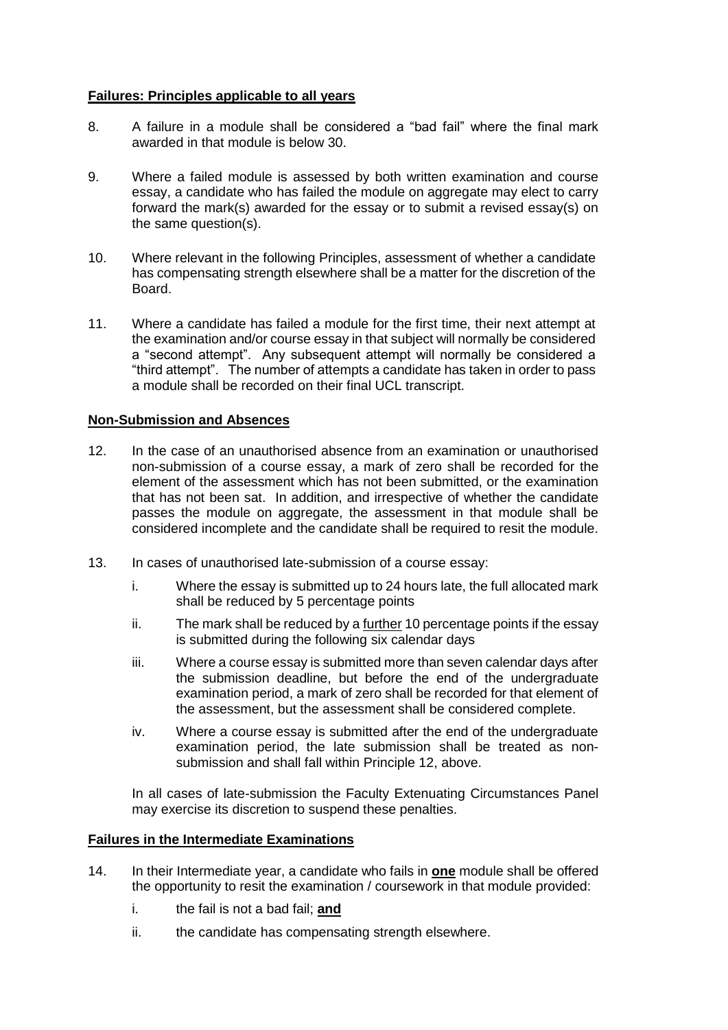**Failures: Principles applicable to all years**

8. A failure in a module shall be considered a "bad fail" where the final mark awarded in that module is below 30.

9. Where a failed module is assessed by both written examination and course essay, a candidate who has failed the module on aggregate may elect to carry forward the mark(s) awarded for the essay or to submit a revised essay(s) on the same question(s).

10. Where relevant in the following Principles, assessment of whether a candidate has compensating strength elsewhere shall be a matter for the discretion of the Board.

11. Where a candidate has failed a module for the first time, their next attempt at the examination and/or course essay in that subject will normally be considered a "second attempt". Any subsequent attempt will normally be considered a "third attempt". The number of attempts a candidate has taken in order to pass a module shall be recorded on their final UCL transcript.

**Non-Submission and Absences**

12. In the case of an unauthorised absence from an examination or unauthorised non-submission of a course essay, a mark of zero shall be recorded for the element of the assessment which has not been submitted, or the examination that has not been sat. In addition, and irrespective of whether the candidate passes the module on aggregate, the assessment in that module shall be considered incomplete and the candidate shall be required to resit the module.

13. In cases of unauthorised late-submission of a course essay:

    i. Where the essay is submitted up to 24 hours late, the full allocated mark shall be reduced by 5 percentage points

    ii. The mark shall be reduced by a further 10 percentage points if the essay is submitted during the following six calendar days

    iii. Where a course essay is submitted more than seven calendar days after the submission deadline, but before the end of the undergraduate examination period, a mark of zero shall be recorded for that element of the assessment, but the assessment shall be considered complete.

    iv. Where a course essay is submitted after the end of the undergraduate examination period, the late submission shall be treated as non-submission and shall fall within Principle 12, above.

    In all cases of late-submission the Faculty Extenuating Circumstances Panel may exercise its discretion to suspend these penalties.

**Failures in the Intermediate Examinations**

14. In their Intermediate year, a candidate who fails in **one** module shall be offered the opportunity to resit the examination / coursework in that module provided:

    i. the fail is not a bad fail; **and**

    ii. the candidate has compensating strength elsewhere.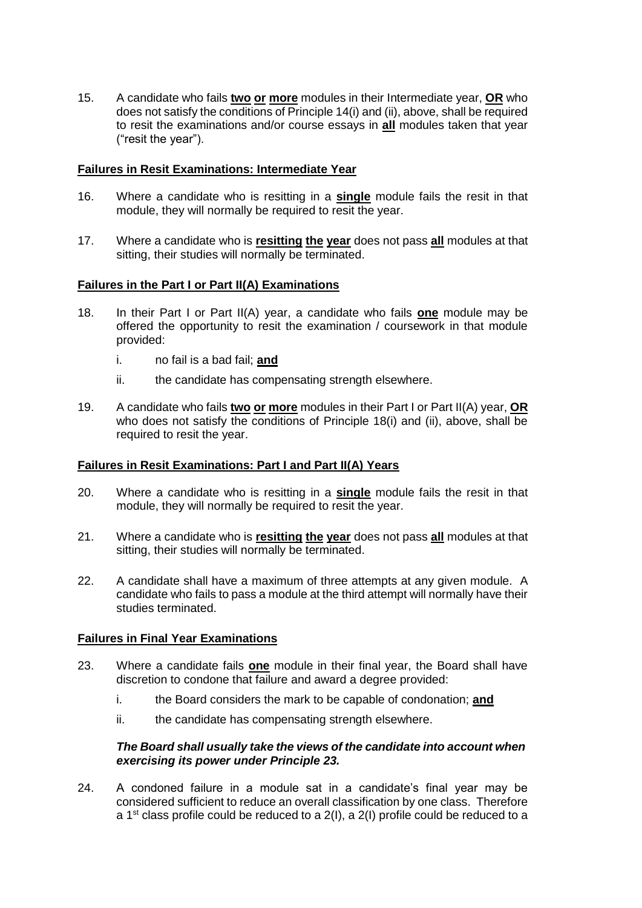15. A candidate who fails **two or more** modules in their Intermediate year, **OR** who does not satisfy the conditions of Principle 14(i) and (ii), above, shall be required to resit the examinations and/or course essays in **all** modules taken that year ("resit the year").

**Failures in Resit Examinations: Intermediate Year**

16. Where a candidate who is resitting in a **single** module fails the resit in that module, they will normally be required to resit the year.

17. Where a candidate who is **resitting the year** does not pass **all** modules at that sitting, their studies will normally be terminated.

**Failures in the Part I or Part II(A) Examinations**

18. In their Part I or Part II(A) year, a candidate who fails **one** module may be offered the opportunity to resit the examination / coursework in that module provided:

    i. no fail is a bad fail; **and**

    ii. the candidate has compensating strength elsewhere.

19. A candidate who fails **two or more** modules in their Part I or Part II(A) year, **OR** who does not satisfy the conditions of Principle 18(i) and (ii), above, shall be required to resit the year.

**Failures in Resit Examinations: Part I and Part II(A) Years**

20. Where a candidate who is resitting in a **single** module fails the resit in that module, they will normally be required to resit the year.

21. Where a candidate who is **resitting the year** does not pass **all** modules at that sitting, their studies will normally be terminated.

22. A candidate shall have a maximum of three attempts at any given module. A candidate who fails to pass a module at the third attempt will normally have their studies terminated.

**Failures in Final Year Examinations**

23. Where a candidate fails **one** module in their final year, the Board shall have discretion to condone that failure and award a degree provided:

    i. the Board considers the mark to be capable of condonation; **and**

    ii. the candidate has compensating strength elsewhere.

    ***The Board shall usually take the views of the candidate into account when exercising its power under Principle 23.***

24. A condoned failure in a module sat in a candidate's final year may be considered sufficient to reduce an overall classification by one class. Therefore a 1st class profile could be reduced to a 2(I), a 2(I) profile could be reduced to a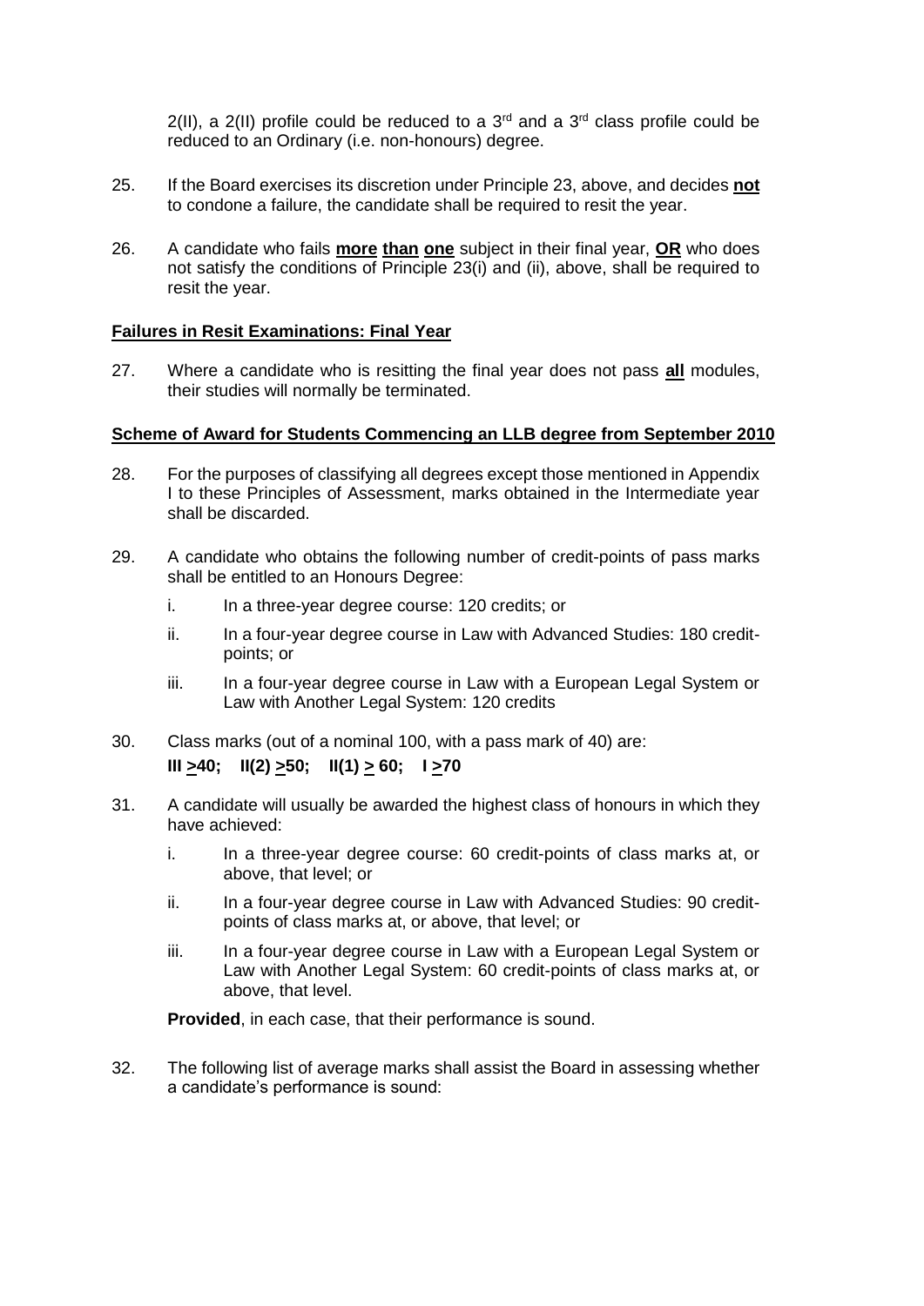2(II), a 2(II) profile could be reduced to a 3rd and a 3rd class profile could be reduced to an Ordinary (i.e. non-honours) degree.

25. If the Board exercises its discretion under Principle 23, above, and decides **not** to condone a failure, the candidate shall be required to resit the year.

26. A candidate who fails **more than one** subject in their final year, **OR** who does not satisfy the conditions of Principle 23(i) and (ii), above, shall be required to resit the year.

## Failures in Resit Examinations: Final Year

27. Where a candidate who is resitting the final year does not pass **all** modules, their studies will normally be terminated.

## Scheme of Award for Students Commencing an LLB degree from September 2010

28. For the purposes of classifying all degrees except those mentioned in Appendix I to these Principles of Assessment, marks obtained in the Intermediate year shall be discarded.

29. A candidate who obtains the following number of credit-points of pass marks shall be entitled to an Honours Degree:
    i. In a three-year degree course: 120 credits; or
    ii. In a four-year degree course in Law with Advanced Studies: 180 credit-points; or
    iii. In a four-year degree course in Law with a European Legal System or Law with Another Legal System: 120 credits

30. Class marks (out of a nominal 100, with a pass mark of 40) are:
    **III ≥40; II(2) ≥50; II(1) ≥ 60; I ≥70**

31. A candidate will usually be awarded the highest class of honours in which they have achieved:
    i. In a three-year degree course: 60 credit-points of class marks at, or above, that level; or
    ii. In a four-year degree course in Law with Advanced Studies: 90 credit-points of class marks at, or above, that level; or
    iii. In a four-year degree course in Law with a European Legal System or Law with Another Legal System: 60 credit-points of class marks at, or above, that level.

    **Provided**, in each case, that their performance is sound.

32. The following list of average marks shall assist the Board in assessing whether a candidate's performance is sound: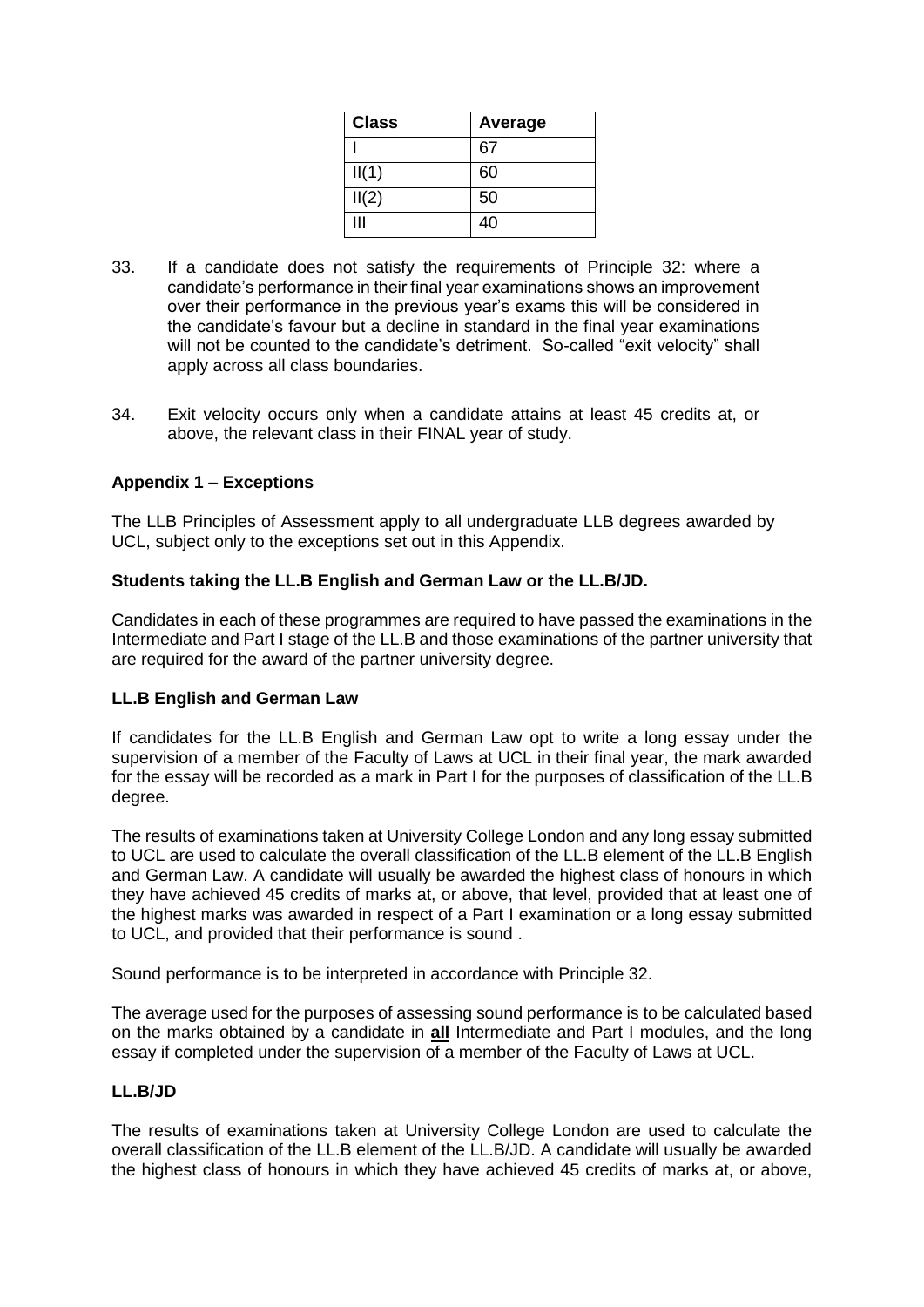| Class | Average |
|---|---|
| I | 67 |
| II(1) | 60 |
| II(2) | 50 |
| III | 40 |

33. If a candidate does not satisfy the requirements of Principle 32: where a candidate's performance in their final year examinations shows an improvement over their performance in the previous year's exams this will be considered in the candidate's favour but a decline in standard in the final year examinations will not be counted to the candidate's detriment. So-called "exit velocity" shall apply across all class boundaries.

34. Exit velocity occurs only when a candidate attains at least 45 credits at, or above, the relevant class in their FINAL year of study.

## Appendix 1 – Exceptions

The LLB Principles of Assessment apply to all undergraduate LLB degrees awarded by UCL, subject only to the exceptions set out in this Appendix.

### Students taking the LL.B English and German Law or the LL.B/JD.

Candidates in each of these programmes are required to have passed the examinations in the Intermediate and Part I stage of the LL.B and those examinations of the partner university that are required for the award of the partner university degree.

### LL.B English and German Law

If candidates for the LL.B English and German Law opt to write a long essay under the supervision of a member of the Faculty of Laws at UCL in their final year, the mark awarded for the essay will be recorded as a mark in Part I for the purposes of classification of the LL.B degree.

The results of examinations taken at University College London and any long essay submitted to UCL are used to calculate the overall classification of the LL.B element of the LL.B English and German Law. A candidate will usually be awarded the highest class of honours in which they have achieved 45 credits of marks at, or above, that level, provided that at least one of the highest marks was awarded in respect of a Part I examination or a long essay submitted to UCL, and provided that their performance is sound .

Sound performance is to be interpreted in accordance with Principle 32.

The average used for the purposes of assessing sound performance is to be calculated based on the marks obtained by a candidate in **all** Intermediate and Part I modules, and the long essay if completed under the supervision of a member of the Faculty of Laws at UCL.

### LL.B/JD

The results of examinations taken at University College London are used to calculate the overall classification of the LL.B element of the LL.B/JD. A candidate will usually be awarded the highest class of honours in which they have achieved 45 credits of marks at, or above,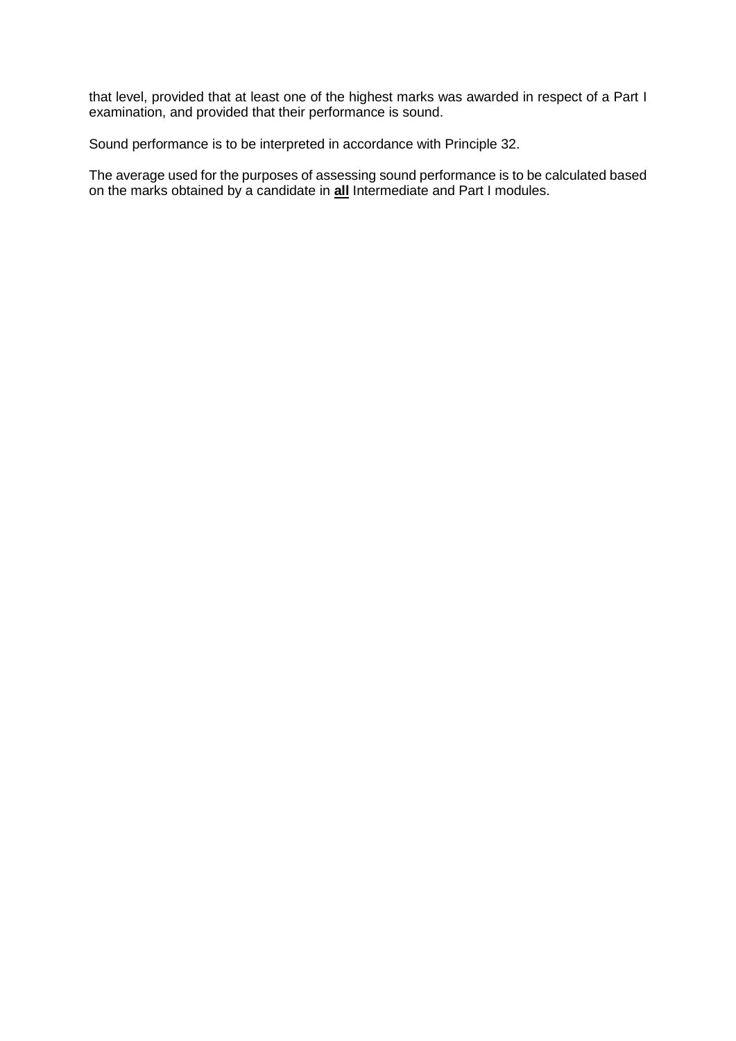that level, provided that at least one of the highest marks was awarded in respect of a Part I examination, and provided that their performance is sound.

Sound performance is to be interpreted in accordance with Principle 32.

The average used for the purposes of assessing sound performance is to be calculated based on the marks obtained by a candidate in **all** Intermediate and Part I modules.